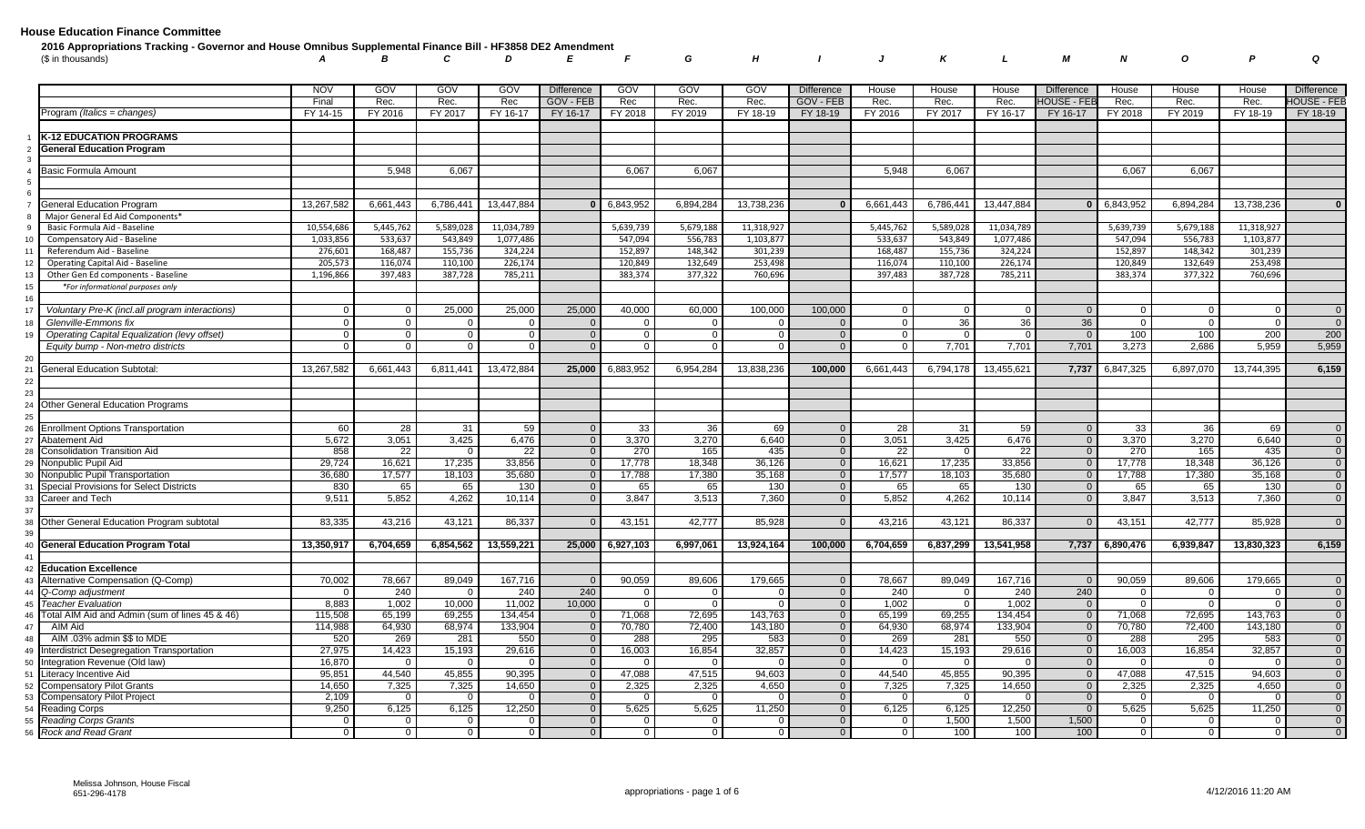# House Education Finance Committee

**2016 Appropriations Tracking - Governor and House Omnibus Supplemental Finance Bill - HF3858 DE2 Amendment**

(\$ in thousands)

| | | A | B | C | D | E | F | G | H | I | J | K | L | M | N | O | P | Q |
|---|---|---|---|---|---|---|---|---|---|---|---|---|---|---|---|---|---|---|
| | | NOV | GOV | GOV | GOV | Difference | GOV | GOV | GOV | Difference | House | House | House | Difference | House | House | House | Difference |
| | | Final | Rec. | Rec. | Rec | GOV - FEB | Rec | Rec. | Rec. | GOV - FEB | Rec. | Rec. | Rec. | HOUSE - FEB | Rec. | Rec. | Rec. | HOUSE - FEB |
| | Program (*Italics = changes*) | FY 14-15 | FY 2016 | FY 2017 | FY 16-17 | FY 16-17 | FY 2018 | FY 2019 | FY 18-19 | FY 18-19 | FY 2016 | FY 2017 | FY 16-17 | FY 16-17 | FY 2018 | FY 2019 | FY 18-19 | FY 18-19 |
| 1 | **K-12 EDUCATION PROGRAMS** | | | | | | | | | | | | | | | | | |
| 2 | **General Education Program** | | | | | | | | | | | | | | | | | |
| 3 | | | | | | | | | | | | | | | | | | |
| 4 | Basic Formula Amount | | 5,948 | 6,067 | | | 6,067 | 6,067 | | | 5,948 | 6,067 | | | 6,067 | 6,067 | | |
| 5 | | | | | | | | | | | | | | | | | | |
| 6 | | | | | | | | | | | | | | | | | | |
| 7 | General Education Program | 13,267,582 | 6,661,443 | 6,786,441 | 13,447,884 | 0 | 6,843,952 | 6,894,284 | 13,738,236 | 0 | 6,661,443 | 6,786,441 | 13,447,884 | 0 | 6,843,952 | 6,894,284 | 13,738,236 | 0 |
| 8 | Major General Ed Aid Components* | | | | | | | | | | | | | | | | | |
| 9 | Basic Formula Aid - Baseline | 10,554,686 | 5,445,762 | 5,589,028 | 11,034,789 | | 5,639,739 | 5,679,188 | 11,318,927 | | 5,445,762 | 5,589,028 | 11,034,789 | | 5,639,739 | 5,679,188 | 11,318,927 | |
| 10 | Compensatory Aid - Baseline | 1,033,856 | 533,637 | 543,849 | 1,077,486 | | 547,094 | 556,783 | 1,103,877 | | 533,637 | 543,849 | 1,077,486 | | 547,094 | 556,783 | 1,103,877 | |
| 11 | Referendum Aid - Baseline | 276,601 | 168,487 | 155,736 | 324,224 | | 152,897 | 148,342 | 301,239 | | 168,487 | 155,736 | 324,224 | | 152,897 | 148,342 | 301,239 | |
| 12 | Operating Capital Aid - Baseline | 205,573 | 116,074 | 110,100 | 226,174 | | 120,849 | 132,649 | 253,498 | | 116,074 | 110,100 | 226,174 | | 120,849 | 132,649 | 253,498 | |
| 13 | Other Gen Ed components - Baseline | 1,196,866 | 397,483 | 387,728 | 785,211 | | 383,374 | 377,322 | 760,696 | | 397,483 | 387,728 | 785,211 | | 383,374 | 377,322 | 760,696 | |
| 15 | *\*For informational purposes only* | | | | | | | | | | | | | | | | | |
| 16 | | | | | | | | | | | | | | | | | | |
| 17 | *Voluntary Pre-K (incl.all program interactions)* | 0 | 0 | 25,000 | 25,000 | 25,000 | 40,000 | 60,000 | 100,000 | 100,000 | 0 | 0 | 0 | 0 | 0 | 0 | 0 | 0 |
| 18 | *Glenville-Emmons fix* | 0 | 0 | 0 | 0 | 0 | 0 | 0 | 0 | 0 | 0 | 36 | 36 | 36 | 0 | 0 | 0 | 0 |
| 19 | *Operating Capital Equalization (levy offset)* | 0 | 0 | 0 | 0 | 0 | 0 | 0 | 0 | 0 | 0 | 0 | 0 | 0 | 100 | 100 | 200 | 200 |
| | *Equity bump - Non-metro districts* | 0 | 0 | 0 | 0 | 0 | 0 | 0 | 0 | 0 | 0 | 7,701 | 7,701 | 7,701 | 3,273 | 2,686 | 5,959 | 5,959 |
| 20 | | | | | | | | | | | | | | | | | | |
| 21 | General Education Subtotal: | 13,267,582 | 6,661,443 | 6,811,441 | 13,472,884 | **25,000** | 6,883,952 | 6,954,284 | 13,838,236 | **100,000** | 6,661,443 | 6,794,178 | 13,455,621 | **7,737** | 6,847,325 | 6,897,070 | 13,744,395 | **6,159** |
| 22 | | | | | | | | | | | | | | | | | | |
| 23 | | | | | | | | | | | | | | | | | | |
| 24 | Other General Education Programs | | | | | | | | | | | | | | | | | |
| 25 | | | | | | | | | | | | | | | | | | |
| 26 | Enrollment Options Transportation | 60 | 28 | 31 | 59 | 0 | 33 | 36 | 69 | 0 | 28 | 31 | 59 | 0 | 33 | 36 | 69 | 0 |
| 27 | Abatement Aid | 5,672 | 3,051 | 3,425 | 6,476 | 0 | 3,370 | 3,270 | 6,640 | 0 | 3,051 | 3,425 | 6,476 | 0 | 3,370 | 3,270 | 6,640 | 0 |
| 28 | Consolidation Transition Aid | 858 | 22 | 0 | 22 | 0 | 270 | 165 | 435 | 0 | 22 | 0 | 22 | 0 | 270 | 165 | 435 | 0 |
| 29 | Nonpublic Pupil Aid | 29,724 | 16,621 | 17,235 | 33,856 | 0 | 17,778 | 18,348 | 36,126 | 0 | 16,621 | 17,235 | 33,856 | 0 | 17,778 | 18,348 | 36,126 | 0 |
| 30 | Nonpublic Pupil Transportation | 36,680 | 17,577 | 18,103 | 35,680 | 0 | 17,788 | 17,380 | 35,168 | 0 | 17,577 | 18,103 | 35,680 | 0 | 17,788 | 17,380 | 35,168 | 0 |
| 31 | Special Provisions for Select Districts | 830 | 65 | 65 | 130 | 0 | 65 | 65 | 130 | 0 | 65 | 65 | 130 | 0 | 65 | 65 | 130 | 0 |
| 33 | Career and Tech | 9,511 | 5,852 | 4,262 | 10,114 | 0 | 3,847 | 3,513 | 7,360 | 0 | 5,852 | 4,262 | 10,114 | 0 | 3,847 | 3,513 | 7,360 | 0 |
| 37 | | | | | | | | | | | | | | | | | | |
| 38 | Other General Education Program subtotal | 83,335 | 43,216 | 43,121 | 86,337 | 0 | 43,151 | 42,777 | 85,928 | 0 | 43,216 | 43,121 | 86,337 | 0 | 43,151 | 42,777 | 85,928 | 0 |
| 39 | | | | | | | | | | | | | | | | | | |
| 40 | **General Education Program Total** | **13,350,917** | **6,704,659** | **6,854,562** | **13,559,221** | **25,000** | **6,927,103** | **6,997,061** | **13,924,164** | **100,000** | **6,704,659** | **6,837,299** | **13,541,958** | **7,737** | **6,890,476** | **6,939,847** | **13,830,323** | **6,159** |
| 41 | | | | | | | | | | | | | | | | | | |
| 42 | **Education Excellence** | | | | | | | | | | | | | | | | | |
| 43 | Alternative Compensation (Q-Comp) | 70,002 | 78,667 | 89,049 | 167,716 | 0 | 90,059 | 89,606 | 179,665 | 0 | 78,667 | 89,049 | 167,716 | 0 | 90,059 | 89,606 | 179,665 | 0 |
| 44 | *Q-Comp adjustment* | 0 | 240 | 0 | 240 | 240 | 0 | 0 | 0 | 0 | 240 | 0 | 240 | 240 | 0 | 0 | 0 | 0 |
| 45 | *Teacher Evaluation* | 8,883 | 1,002 | 10,000 | 11,002 | 10,000 | 0 | 0 | 0 | 0 | 1,002 | 0 | 1,002 | 0 | 0 | 0 | 0 | 0 |
| 46 | Total AIM Aid and Admin (sum of lines 45 & 46) | 115,508 | 65,199 | 69,255 | 134,454 | 0 | 71,068 | 72,695 | 143,763 | 0 | 65,199 | 69,255 | 134,454 | 0 | 71,068 | 72,695 | 143,763 | 0 |
| 47 | AIM Aid | 114,988 | 64,930 | 68,974 | 133,904 | 0 | 70,780 | 72,400 | 143,180 | 0 | 64,930 | 68,974 | 133,904 | 0 | 70,780 | 72,400 | 143,180 | 0 |
| 48 | AIM .03% admin \$\$ to MDE | 520 | 269 | 281 | 550 | 0 | 288 | 295 | 583 | 0 | 269 | 281 | 550 | 0 | 288 | 295 | 583 | 0 |
| 49 | Interdistrict Desegregation Transportation | 27,975 | 14,423 | 15,193 | 29,616 | 0 | 16,003 | 16,854 | 32,857 | 0 | 14,423 | 15,193 | 29,616 | 0 | 16,003 | 16,854 | 32,857 | 0 |
| 50 | Integration Revenue (Old law) | 16,870 | 0 | 0 | 0 | 0 | 0 | 0 | 0 | 0 | 0 | 0 | 0 | 0 | 0 | 0 | 0 | 0 |
| 51 | Literacy Incentive Aid | 95,851 | 44,540 | 45,855 | 90,395 | 0 | 47,088 | 47,515 | 94,603 | 0 | 44,540 | 45,855 | 90,395 | 0 | 47,088 | 47,515 | 94,603 | 0 |
| 52 | Compensatory Pilot Grants | 14,650 | 7,325 | 7,325 | 14,650 | 0 | 2,325 | 2,325 | 4,650 | 0 | 7,325 | 7,325 | 14,650 | 0 | 2,325 | 2,325 | 4,650 | 0 |
| 53 | Compensatory Pilot Project | 2,109 | 0 | 0 | 0 | 0 | 0 | 0 | 0 | 0 | 0 | 0 | 0 | 0 | 0 | 0 | 0 | 0 |
| 54 | Reading Corps | 9,250 | 6,125 | 6,125 | 12,250 | 0 | 5,625 | 5,625 | 11,250 | 0 | 6,125 | 6,125 | 12,250 | 0 | 5,625 | 5,625 | 11,250 | 0 |
| 55 | *Reading Corps Grants* | 0 | 0 | 0 | 0 | 0 | 0 | 0 | 0 | 0 | 0 | 1,500 | 1,500 | 1,500 | 0 | 0 | 0 | 0 |
| 56 | *Rock and Read Grant* | 0 | 0 | 0 | 0 | 0 | 0 | 0 | 0 | 0 | 0 | 100 | 100 | 100 | 0 | 0 | 0 | 0 |

Melissa Johnson, House Fiscal
651-296-4178

appropriations

4/12/2016 11:20 AM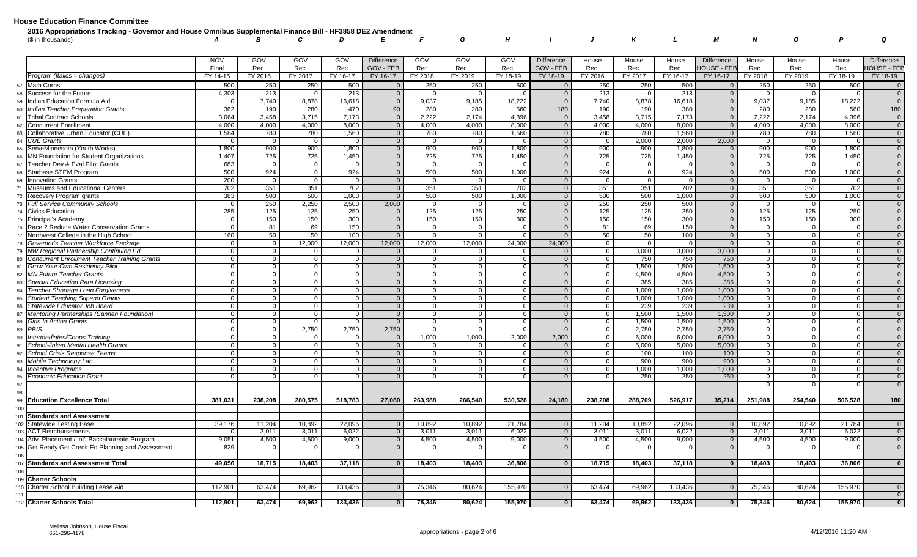**House Education Finance Committee**

**2016 Appropriations Tracking - Governor and House Omnibus Supplemental Finance Bill - HF3858 DE2 Amendment**

($ in thousands)

| | | A | B | C | D | E | F | G | H | I | J | K | L | M | N | O | P | Q |
|---|---|---|---|---|---|---|---|---|---|---|---|---|---|---|---|---|---|---|
| | | NOV | GOV | GOV | GOV | Difference | GOV | GOV | GOV | Difference | House | House | House | Difference | House | House | House | Difference |
| | | Final | Rec. | Rec. | Rec | GOV - FEB | Rec | Rec. | Rec. | GOV - FEB | Rec. | Rec. | Rec. | HOUSE - FEB | Rec. | Rec. | Rec. | HOUSE - FEB |
| | Program (*Italics = changes*) | FY 14-15 | FY 2016 | FY 2017 | FY 16-17 | FY 16-17 | FY 2018 | FY 2019 | FY 18-19 | FY 18-19 | FY 2016 | FY 2017 | FY 16-17 | FY 16-17 | FY 2018 | FY 2019 | FY 18-19 | FY 18-19 |
| 57 | Math Corps | 500 | 250 | 250 | 500 | 0 | 250 | 250 | 500 | 0 | 250 | 250 | 500 | 0 | 250 | 250 | 500 | 0 |
| 58 | Success for the Future | 4,303 | 213 | 0 | 213 | 0 | 0 | 0 | 0 | 0 | 213 | 0 | 213 | 0 | 0 | 0 | 0 | 0 |
| 59 | Indian Education Formula Aid | 0 | 7,740 | 8,878 | 16,618 | 0 | 9,037 | 9,185 | 18,222 | 0 | 7,740 | 8,878 | 16,618 | 0 | 9,037 | 9,185 | 18,222 | 0 |
| 60 | *Indian Teacher Preparation Grants* | 362 | 190 | 280 | 470 | 90 | 280 | 280 | 560 | 180 | 190 | 190 | 380 | 0 | 280 | 280 | 560 | 180 |
| 61 | Tribal Contract Schools | 3,064 | 3,458 | 3,715 | 7,173 | 0 | 2,222 | 2,174 | 4,396 | 0 | 3,458 | 3,715 | 7,173 | 0 | 2,222 | 2,174 | 4,396 | 0 |
| 62 | Concurrent Enrollment | 4,000 | 4,000 | 4,000 | 8,000 | 0 | 4,000 | 4,000 | 8,000 | 0 | 4,000 | 4,000 | 8,000 | 0 | 4,000 | 4,000 | 8,000 | 0 |
| 63 | Collaborative Urban Educator (CUE) | 1,584 | 780 | 780 | 1,560 | 0 | 780 | 780 | 1,560 | 0 | 780 | 780 | 1,560 | 0 | 780 | 780 | 1,560 | 0 |
| 64 | *CUE Grants* | 0 | 0 | 0 | 0 | 0 | 0 | 0 | 0 | 0 | 0 | 2,000 | 2,000 | 2,000 | 0 | 0 | 0 | 0 |
| 65 | ServeMinnesota (Youth Works) | 1,800 | 900 | 900 | 1,800 | 0 | 900 | 900 | 1,800 | 0 | 900 | 900 | 1,800 | 0 | 900 | 900 | 1,800 | 0 |
| 66 | MN Foundation for Student Organizations | 1,407 | 725 | 725 | 1,450 | 0 | 725 | 725 | 1,450 | 0 | 725 | 725 | 1,450 | 0 | 725 | 725 | 1,450 | 0 |
| 67 | Teacher Dev & Eval Pilot Grants | 683 | 0 | 0 | 0 | 0 | 0 | 0 | 0 | 0 | 0 | 0 | 0 | 0 | 0 | 0 | 0 | 0 |
| 68 | Starbase STEM Program | 500 | 924 | 0 | 924 | 0 | 500 | 500 | 1,000 | 0 | 924 | 0 | 924 | 0 | 500 | 500 | 1,000 | 0 |
| 69 | Innovation Grants | 200 | 0 | 0 | 0 | 0 | 0 | 0 | 0 | 0 | 0 | 0 | 0 | 0 | 0 | 0 | 0 | 0 |
| 71 | Museums and Educational Centers | 702 | 351 | 351 | 702 | 0 | 351 | 351 | 702 | 0 | 351 | 351 | 702 | 0 | 351 | 351 | 702 | 0 |
| 72 | Recovery Program grants | 383 | 500 | 500 | 1,000 | 0 | 500 | 500 | 1,000 | 0 | 500 | 500 | 1,000 | 0 | 500 | 500 | 1,000 | 0 |
| 73 | *Full Service Community Schools* | 0 | 250 | 2,250 | 2,500 | 2,000 | 0 | 0 | 0 | 0 | 250 | 250 | 500 | 0 | 0 | 0 | 0 | 0 |
| 74 | Civics Education | 285 | 125 | 125 | 250 | 0 | 125 | 125 | 250 | 0 | 125 | 125 | 250 | 0 | 125 | 125 | 250 | 0 |
| 75 | Principal's Academy | 0 | 150 | 150 | 300 | 0 | 150 | 150 | 300 | 0 | 150 | 150 | 300 | 0 | 150 | 150 | 300 | 0 |
| 76 | Race 2 Reduce Water Conservation Grants | 0 | 81 | 69 | 150 | 0 | 0 | 0 | 0 | 0 | 81 | 69 | 150 | 0 | 0 | 0 | 0 | 0 |
| 77 | Northwest College in the High School | 160 | 50 | 50 | 100 | 0 | 0 | 0 | 0 | 0 | 50 | 50 | 100 | 0 | 0 | 0 | 0 | 0 |
| 78 | *Governor's Teacher Workforce Package* | 0 | 0 | 12,000 | 12,000 | 12,000 | 12,000 | 12,000 | 24,000 | 24,000 | 0 | 0 | 0 | 0 | 0 | 0 | 0 | 0 |
| 79 | *NW Regional Partnership Continuing Ed* | 0 | 0 | 0 | 0 | 0 | 0 | 0 | 0 | 0 | 0 | 3,000 | 3,000 | 3,000 | 0 | 0 | 0 | 0 |
| 80 | *Concurrent Enrollment Teacher Training Grants* | 0 | 0 | 0 | 0 | 0 | 0 | 0 | 0 | 0 | 0 | 750 | 750 | 750 | 0 | 0 | 0 | 0 |
| 81 | *Grow Your Own Residency Pilot* | 0 | 0 | 0 | 0 | 0 | 0 | 0 | 0 | 0 | 0 | 1,500 | 1,500 | 1,500 | 0 | 0 | 0 | 0 |
| 82 | *MN Future Teacher Grants* | 0 | 0 | 0 | 0 | 0 | 0 | 0 | 0 | 0 | 0 | 4,500 | 4,500 | 4,500 | 0 | 0 | 0 | 0 |
| 83 | *Special Education Para Licensing* | 0 | 0 | 0 | 0 | 0 | 0 | 0 | 0 | 0 | 0 | 385 | 385 | 385 | 0 | 0 | 0 | 0 |
| 84 | *Teacher Shortage Loan Forgiveness* | 0 | 0 | 0 | 0 | 0 | 0 | 0 | 0 | 0 | 0 | 1,000 | 1,000 | 1,000 | 0 | 0 | 0 | 0 |
| 85 | *Student Teaching Stipend Grants* | 0 | 0 | 0 | 0 | 0 | 0 | 0 | 0 | 0 | 0 | 1,000 | 1,000 | 1,000 | 0 | 0 | 0 | 0 |
| 86 | *Statewide Educator Job Board* | 0 | 0 | 0 | 0 | 0 | 0 | 0 | 0 | 0 | 0 | 239 | 239 | 239 | 0 | 0 | 0 | 0 |
| 87 | *Mentoring Partnerships (Sanneh Foundation)* | 0 | 0 | 0 | 0 | 0 | 0 | 0 | 0 | 0 | 0 | 1,500 | 1,500 | 1,500 | 0 | 0 | 0 | 0 |
| 88 | *Girls In Action Grants* | 0 | 0 | 0 | 0 | 0 | 0 | 0 | 0 | 0 | 0 | 1,500 | 1,500 | 1,500 | 0 | 0 | 0 | 0 |
| 89 | *PBIS* | 0 | 0 | 2,750 | 2,750 | 2,750 | 0 | 0 | 0 | 0 | 0 | 2,750 | 2,750 | 2,750 | 0 | 0 | 0 | 0 |
| 90 | *Intermediates/Coops Training* | 0 | 0 | 0 | 0 | 0 | 1,000 | 1,000 | 2,000 | 2,000 | 0 | 6,000 | 6,000 | 6,000 | 0 | 0 | 0 | 0 |
| 91 | *School-linked Mental Health Grants* | 0 | 0 | 0 | 0 | 0 | 0 | 0 | 0 | 0 | 0 | 5,000 | 5,000 | 5,000 | 0 | 0 | 0 | 0 |
| 92 | *School Crisis Response Teams* | 0 | 0 | 0 | 0 | 0 | 0 | 0 | 0 | 0 | 0 | 100 | 100 | 100 | 0 | 0 | 0 | 0 |
| 93 | *Mobile Technology Lab* | 0 | 0 | 0 | 0 | 0 | 0 | 0 | 0 | 0 | 0 | 900 | 900 | 900 | 0 | 0 | 0 | 0 |
| 94 | *Incentive Programs* | 0 | 0 | 0 | 0 | 0 | 0 | 0 | 0 | 0 | 0 | 1,000 | 1,000 | 1,000 | 0 | 0 | 0 | 0 |
| 95 | *Economic Education Grant* | 0 | 0 | 0 | 0 | 0 | 0 | 0 | 0 | 0 | 0 | 250 | 250 | 250 | 0 | 0 | 0 | 0 |
| 97 | | | | | | | | | | | | | | | 0 | 0 | 0 | 0 |
| 98 | | | | | | | | | | | | | | | | | | |
| 99 | **Education Excellence Total** | **381,031** | **238,208** | **280,575** | **518,783** | **27,080** | **263,988** | **266,540** | **530,528** | **24,180** | **238,208** | **288,709** | **526,917** | **35,214** | **251,988** | **254,540** | **506,528** | **180** |
| 100 | | | | | | | | | | | | | | | | | | |
| 101 | **Standards and Assessment** | | | | | | | | | | | | | | | | | |
| 102 | Statewide Testing Base | 39,176 | 11,204 | 10,892 | 22,096 | 0 | 10,892 | 10,892 | 21,784 | 0 | 11,204 | 10,892 | 22,096 | 0 | 10,892 | 10,892 | 21,784 | 0 |
| 103 | ACT Reimbursements | 0 | 3,011 | 3,011 | 6,022 | 0 | 3,011 | 3,011 | 6,022 | 0 | 3,011 | 3,011 | 6,022 | 0 | 3,011 | 3,011 | 6,022 | 0 |
| 104 | Adv. Placement / Int'l Baccalaureate Program | 9,051 | 4,500 | 4,500 | 9,000 | 0 | 4,500 | 4,500 | 9,000 | 0 | 4,500 | 4,500 | 9,000 | 0 | 4,500 | 4,500 | 9,000 | 0 |
| 105 | Get Ready Get Credit Ed Planning and Assessment | 829 | 0 | 0 | 0 | 0 | 0 | 0 | 0 | 0 | 0 | 0 | 0 | 0 | 0 | 0 | 0 | 0 |
| 106 | | | | | | | | | | | | | | | | | | |
| 107 | **Standards and Assessment Total** | **49,056** | **18,715** | **18,403** | **37,118** | **0** | **18,403** | **18,403** | **36,806** | **0** | **18,715** | **18,403** | **37,118** | **0** | **18,403** | **18,403** | **36,806** | **0** |
| 108 | | | | | | | | | | | | | | | | | | |
| 109 | **Charter Schools** | | | | | | | | | | | | | | | | | |
| 110 | Charter School Building Lease Aid | 112,901 | 63,474 | 69,962 | 133,436 | 0 | 75,346 | 80,624 | 155,970 | 0 | 63,474 | 69,962 | 133,436 | 0 | 75,346 | 80,624 | 155,970 | 0 |
| 111 | | | | | | | | | | | | | | | | | | 0 |
| 112 | **Charter Schools Total** | **112,901** | **63,474** | **69,962** | **133,436** | **0** | **75,346** | **80,624** | **155,970** | **0** | **63,474** | **69,962** | **133,436** | **0** | **75,346** | **80,624** | **155,970** | **0** |

Melissa Johnson, House Fiscal
651-296-4178

4/12/2016 11:20 AM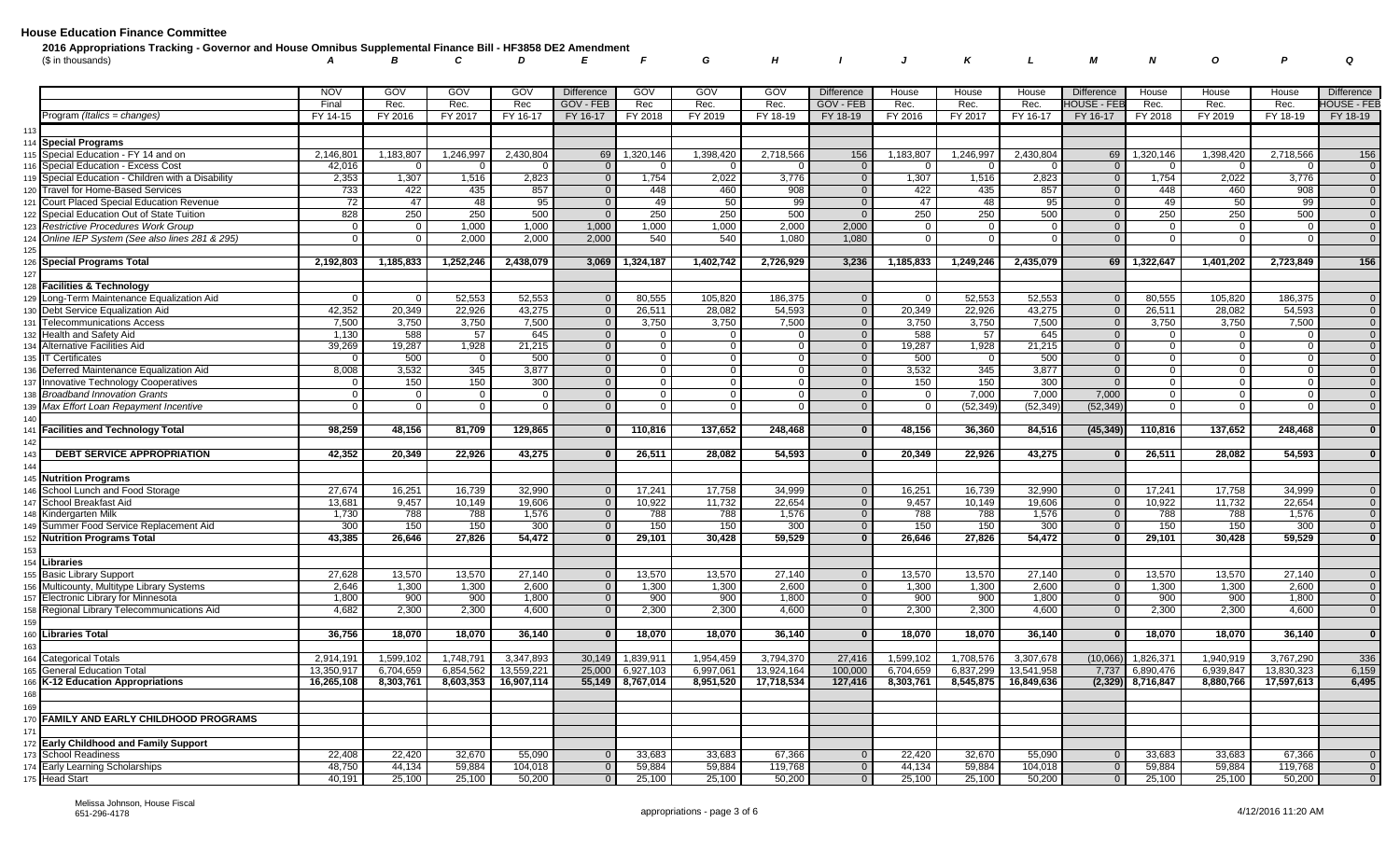**House Education Finance Committee**

**2016 Appropriations Tracking - Governor and House Omnibus Supplemental Finance Bill - HF3858 DE2 Amendment**

($ in thousands)

| | | A | B | C | D | E | F | G | H | I | J | K | L | M | N | O | P | Q |
|---|---|---|---|---|---|---|---|---|---|---|---|---|---|---|---|---|---|---|
| | | NOV Final | GOV Rec. | GOV Rec. | GOV Rec | Difference GOV - FEB | GOV Rec | GOV Rec. | GOV Rec. | Difference GOV - FEB | House Rec. | House Rec. | House Rec. | Difference HOUSE - FEB | House Rec. | House Rec. | House Rec. | Difference HOUSE - FEB |
| | Program (*Italics = changes*) | FY 14-15 | FY 2016 | FY 2017 | FY 16-17 | FY 16-17 | FY 2018 | FY 2019 | FY 18-19 | FY 18-19 | FY 2016 | FY 2017 | FY 16-17 | FY 16-17 | FY 2018 | FY 2019 | FY 18-19 | FY 18-19 |
| 113 | | | | | | | | | | | | | | | | | | |
| 114 | **Special Programs** | | | | | | | | | | | | | | | | | |
| 115 | Special Education - FY 14 and on | 2,146,801 | 1,183,807 | 1,246,997 | 2,430,804 | 69 | 1,320,146 | 1,398,420 | 2,718,566 | 156 | 1,183,807 | 1,246,997 | 2,430,804 | 69 | 1,320,146 | 1,398,420 | 2,718,566 | 156 |
| 116 | Special Education - Excess Cost | 42,016 | 0 | 0 | 0 | 0 | 0 | 0 | 0 | 0 | 0 | 0 | 0 | 0 | 0 | 0 | 0 | 0 |
| 119 | Special Education - Children with a Disability | 2,353 | 1,307 | 1,516 | 2,823 | 0 | 1,754 | 2,022 | 3,776 | 0 | 1,307 | 1,516 | 2,823 | 0 | 1,754 | 2,022 | 3,776 | 0 |
| 120 | Travel for Home-Based Services | 733 | 422 | 435 | 857 | 0 | 448 | 460 | 908 | 0 | 422 | 435 | 857 | 0 | 448 | 460 | 908 | 0 |
| 121 | Court Placed Special Education Revenue | 72 | 47 | 48 | 95 | 0 | 49 | 50 | 99 | 0 | 47 | 48 | 95 | 0 | 49 | 50 | 99 | 0 |
| 122 | Special Education Out of State Tuition | 828 | 250 | 250 | 500 | 0 | 250 | 250 | 500 | 0 | 250 | 250 | 500 | 0 | 250 | 250 | 500 | 0 |
| 123 | *Restrictive Procedures Work Group* | 0 | 0 | 1,000 | 1,000 | 1,000 | 1,000 | 1,000 | 2,000 | 2,000 | 0 | 0 | 0 | 0 | 0 | 0 | 0 | 0 |
| 124 | *Online IEP System (See also lines 281 & 295)* | 0 | 0 | 2,000 | 2,000 | 2,000 | 540 | 540 | 1,080 | 1,080 | 0 | 0 | 0 | 0 | 0 | 0 | 0 | 0 |
| 125 | | | | | | | | | | | | | | | | | | |
| 126 | **Special Programs Total** | **2,192,803** | **1,185,833** | **1,252,246** | **2,438,079** | **3,069** | **1,324,187** | **1,402,742** | **2,726,929** | **3,236** | **1,185,833** | **1,249,246** | **2,435,079** | **69** | **1,322,647** | **1,401,202** | **2,723,849** | **156** |
| 127 | | | | | | | | | | | | | | | | | | |
| 128 | **Facilities & Technology** | | | | | | | | | | | | | | | | | |
| 129 | Long-Term Maintenance Equalization Aid | 0 | 0 | 52,553 | 52,553 | 0 | 80,555 | 105,820 | 186,375 | 0 | 0 | 52,553 | 52,553 | 0 | 80,555 | 105,820 | 186,375 | 0 |
| 130 | Debt Service Equalization Aid | 42,352 | 20,349 | 22,926 | 43,275 | 0 | 26,511 | 28,082 | 54,593 | 0 | 20,349 | 22,926 | 43,275 | 0 | 26,511 | 28,082 | 54,593 | 0 |
| 131 | Telecommunications Access | 7,500 | 3,750 | 3,750 | 7,500 | 0 | 3,750 | 3,750 | 7,500 | 0 | 3,750 | 3,750 | 7,500 | 0 | 3,750 | 3,750 | 7,500 | 0 |
| 132 | Health and Safety Aid | 1,130 | 588 | 57 | 645 | 0 | 0 | 0 | 0 | 0 | 588 | 57 | 645 | 0 | 0 | 0 | 0 | 0 |
| 134 | Alternative Facilities Aid | 39,269 | 19,287 | 1,928 | 21,215 | 0 | 0 | 0 | 0 | 0 | 19,287 | 1,928 | 21,215 | 0 | 0 | 0 | 0 | 0 |
| 135 | IT Certificates | 0 | 500 | 0 | 500 | 0 | 0 | 0 | 0 | 0 | 500 | 0 | 500 | 0 | 0 | 0 | 0 | 0 |
| 136 | Deferred Maintenance Equalization Aid | 8,008 | 3,532 | 345 | 3,877 | 0 | 0 | 0 | 0 | 0 | 3,532 | 345 | 3,877 | 0 | 0 | 0 | 0 | 0 |
| 137 | Innovative Technology Cooperatives | 0 | 150 | 150 | 300 | 0 | 0 | 0 | 0 | 0 | 150 | 150 | 300 | 0 | 0 | 0 | 0 | 0 |
| 138 | *Broadband Innovation Grants* | 0 | 0 | 0 | 0 | 0 | 0 | 0 | 0 | 0 | 0 | 7,000 | 7,000 | 7,000 | 0 | 0 | 0 | 0 |
| 139 | *Max Effort Loan Repayment Incentive* | 0 | 0 | 0 | 0 | 0 | 0 | 0 | 0 | 0 | 0 | (52,349) | (52,349) | (52,349) | 0 | 0 | 0 | 0 |
| 140 | | | | | | | | | | | | | | | | | | |
| 141 | **Facilities and Technology Total** | **98,259** | **48,156** | **81,709** | **129,865** | **0** | **110,816** | **137,652** | **248,468** | **0** | **48,156** | **36,360** | **84,516** | **(45,349)** | **110,816** | **137,652** | **248,468** | **0** |
| 142 | | | | | | | | | | | | | | | | | | |
| 143 | **DEBT SERVICE APPROPRIATION** | **42,352** | **20,349** | **22,926** | **43,275** | **0** | **26,511** | **28,082** | **54,593** | **0** | **20,349** | **22,926** | **43,275** | **0** | **26,511** | **28,082** | **54,593** | **0** |
| 144 | | | | | | | | | | | | | | | | | | |
| 145 | **Nutrition Programs** | | | | | | | | | | | | | | | | | |
| 146 | School Lunch and Food Storage | 27,674 | 16,251 | 16,739 | 32,990 | 0 | 17,241 | 17,758 | 34,999 | 0 | 16,251 | 16,739 | 32,990 | 0 | 17,241 | 17,758 | 34,999 | 0 |
| 147 | School Breakfast Aid | 13,681 | 9,457 | 10,149 | 19,606 | 0 | 10,922 | 11,732 | 22,654 | 0 | 9,457 | 10,149 | 19,606 | 0 | 10,922 | 11,732 | 22,654 | 0 |
| 148 | Kindergarten Milk | 1,730 | 788 | 788 | 1,576 | 0 | 788 | 788 | 1,576 | 0 | 788 | 788 | 1,576 | 0 | 788 | 788 | 1,576 | 0 |
| 149 | Summer Food Service Replacement Aid | 300 | 150 | 150 | 300 | 0 | 150 | 150 | 300 | 0 | 150 | 150 | 300 | 0 | 150 | 150 | 300 | 0 |
| 152 | **Nutrition Programs Total** | **43,385** | **26,646** | **27,826** | **54,472** | **0** | **29,101** | **30,428** | **59,529** | **0** | **26,646** | **27,826** | **54,472** | **0** | **29,101** | **30,428** | **59,529** | **0** |
| 153 | | | | | | | | | | | | | | | | | | |
| 154 | **Libraries** | | | | | | | | | | | | | | | | | |
| 155 | Basic Library Support | 27,628 | 13,570 | 13,570 | 27,140 | 0 | 13,570 | 13,570 | 27,140 | 0 | 13,570 | 13,570 | 27,140 | 0 | 13,570 | 13,570 | 27,140 | 0 |
| 156 | Multicounty, Multitype Library Systems | 2,646 | 1,300 | 1,300 | 2,600 | 0 | 1,300 | 1,300 | 2,600 | 0 | 1,300 | 1,300 | 2,600 | 0 | 1,300 | 1,300 | 2,600 | 0 |
| 157 | Electronic Library for Minnesota | 1,800 | 900 | 900 | 1,800 | 0 | 900 | 900 | 1,800 | 0 | 900 | 900 | 1,800 | 0 | 900 | 900 | 1,800 | 0 |
| 158 | Regional Library Telecommunications Aid | 4,682 | 2,300 | 2,300 | 4,600 | 0 | 2,300 | 2,300 | 4,600 | 0 | 2,300 | 2,300 | 4,600 | 0 | 2,300 | 2,300 | 4,600 | 0 |
| 159 | | | | | | | | | | | | | | | | | | |
| 160 | **Libraries Total** | **36,756** | **18,070** | **18,070** | **36,140** | **0** | **18,070** | **18,070** | **36,140** | **0** | **18,070** | **18,070** | **36,140** | **0** | **18,070** | **18,070** | **36,140** | **0** |
| 163 | | | | | | | | | | | | | | | | | | |
| 164 | Categorical Totals | 2,914,191 | 1,599,102 | 1,748,791 | 3,347,893 | 30,149 | 1,839,911 | 1,954,459 | 3,794,370 | 27,416 | 1,599,102 | 1,708,576 | 3,307,678 | (10,066) | 1,826,371 | 1,940,919 | 3,767,290 | 336 |
| 165 | General Education Total | 13,350,917 | 6,704,659 | 6,854,562 | 13,559,221 | 25,000 | 6,927,103 | 6,997,061 | 13,924,164 | 100,000 | 6,704,659 | 6,837,299 | 13,541,958 | 7,737 | 6,890,476 | 6,939,847 | 13,830,323 | 6,159 |
| 166 | **K-12 Education Appropriations** | **16,265,108** | **8,303,761** | **8,603,353** | **16,907,114** | **55,149** | **8,767,014** | **8,951,520** | **17,718,534** | **127,416** | **8,303,761** | **8,545,875** | **16,849,636** | **(2,329)** | **8,716,847** | **8,880,766** | **17,597,613** | **6,495** |
| 168 | | | | | | | | | | | | | | | | | | |
| 169 | | | | | | | | | | | | | | | | | | |
| 170 | **FAMILY AND EARLY CHILDHOOD PROGRAMS** | | | | | | | | | | | | | | | | | |
| 171 | | | | | | | | | | | | | | | | | | |
| 172 | **Early Childhood and Family Support** | | | | | | | | | | | | | | | | | |
| 173 | School Readiness | 22,408 | 22,420 | 32,670 | 55,090 | 0 | 33,683 | 33,683 | 67,366 | 0 | 22,420 | 32,670 | 55,090 | 0 | 33,683 | 33,683 | 67,366 | 0 |
| 174 | Early Learning Scholarships | 48,750 | 44,134 | 59,884 | 104,018 | 0 | 59,884 | 59,884 | 119,768 | 0 | 44,134 | 59,884 | 104,018 | 0 | 59,884 | 59,884 | 119,768 | 0 |
| 175 | Head Start | 40,191 | 25,100 | 25,100 | 50,200 | 0 | 25,100 | 25,100 | 50,200 | 0 | 25,100 | 25,100 | 50,200 | 0 | 25,100 | 25,100 | 50,200 | 0 |

Melissa Johnson, House Fiscal
651-296-4178

4/12/2016 11:20 AM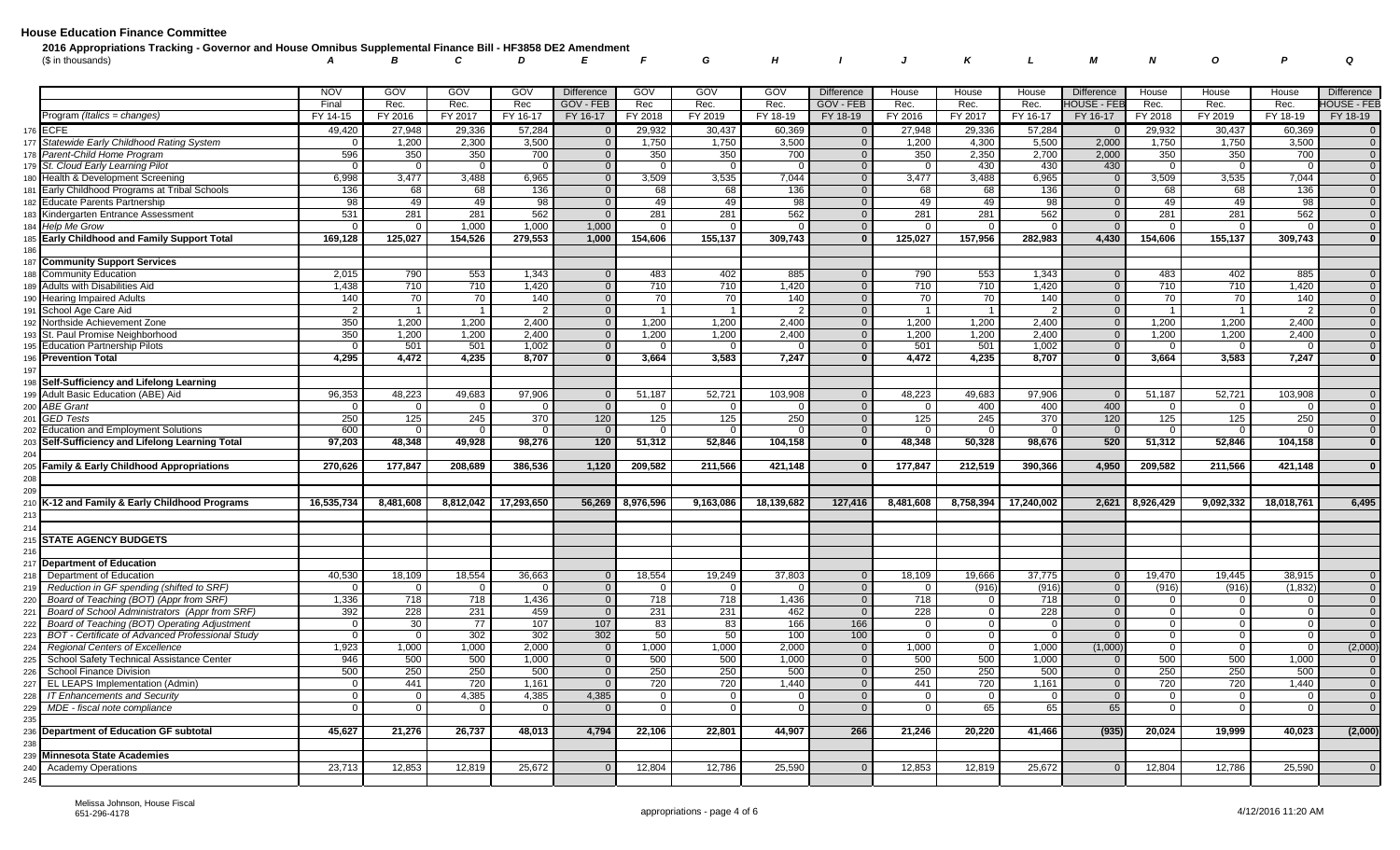**House Education Finance Committee**

**2016 Appropriations Tracking - Governor and House Omnibus Supplemental Finance Bill - HF3858 DE2 Amendment**

($ in thousands)

| | | A | B | C | D | E | F | G | H | I | J | K | L | M | N | O | P | Q |
|---|---|---|---|---|---|---|---|---|---|---|---|---|---|---|---|---|---|---|
| | | NOV | GOV | GOV | GOV | Difference | GOV | GOV | GOV | Difference | House | House | House | Difference | House | House | House | Difference |
| | | Final | Rec. | Rec. | Rec | GOV - FEB | Rec | Rec. | Rec. | GOV - FEB | Rec. | Rec. | Rec. | HOUSE - FEB | Rec. | Rec. | Rec. | HOUSE - FEB |
| | Program (*Italics = changes*) | FY 14-15 | FY 2016 | FY 2017 | FY 16-17 | FY 16-17 | FY 2018 | FY 2019 | FY 18-19 | FY 18-19 | FY 2016 | FY 2017 | FY 16-17 | FY 16-17 | FY 2018 | FY 2019 | FY 18-19 | FY 18-19 |
| 176 | ECFE | 49,420 | 27,948 | 29,336 | 57,284 | 0 | 29,932 | 30,437 | 60,369 | 0 | 27,948 | 29,336 | 57,284 | 0 | 29,932 | 30,437 | 60,369 | 0 |
| 177 | *Statewide Early Childhood Rating System* | 0 | 1,200 | 2,300 | 3,500 | 0 | 1,750 | 1,750 | 3,500 | 0 | 1,200 | 4,300 | 5,500 | 2,000 | 1,750 | 1,750 | 3,500 | 0 |
| 178 | *Parent-Child Home Program* | 596 | 350 | 350 | 700 | 0 | 350 | 350 | 700 | 0 | 350 | 2,350 | 2,700 | 2,000 | 350 | 350 | 700 | 0 |
| 179 | *St. Cloud Early Learning Pilot* | 0 | 0 | 0 | 0 | 0 | 0 | 0 | 0 | 0 | 0 | 430 | 430 | 430 | 0 | 0 | 0 | 0 |
| 180 | Health & Development Screening | 6,998 | 3,477 | 3,488 | 6,965 | 0 | 3,509 | 3,535 | 7,044 | 0 | 3,477 | 3,488 | 6,965 | 0 | 3,509 | 3,535 | 7,044 | 0 |
| 181 | Early Childhood Programs at Tribal Schools | 136 | 68 | 68 | 136 | 0 | 68 | 68 | 136 | 0 | 68 | 68 | 136 | 0 | 68 | 68 | 136 | 0 |
| 182 | Educate Parents Partnership | 98 | 49 | 49 | 98 | 0 | 49 | 49 | 98 | 0 | 49 | 49 | 98 | 0 | 49 | 49 | 98 | 0 |
| 183 | Kindergarten Entrance Assessment | 531 | 281 | 281 | 562 | 0 | 281 | 281 | 562 | 0 | 281 | 281 | 562 | 0 | 281 | 281 | 562 | 0 |
| 184 | *Help Me Grow* | 0 | 0 | 1,000 | 1,000 | 1,000 | 0 | 0 | 0 | 0 | 0 | 0 | 0 | 0 | 0 | 0 | 0 | 0 |
| 185 | **Early Childhood and Family Support Total** | **169,128** | **125,027** | **154,526** | **279,553** | **1,000** | **154,606** | **155,137** | **309,743** | **0** | **125,027** | **157,956** | **282,983** | **4,430** | **154,606** | **155,137** | **309,743** | **0** |
| 186 | | | | | | | | | | | | | | | | | | |
| 187 | **Community Support Services** | | | | | | | | | | | | | | | | | |
| 188 | Community Education | 2,015 | 790 | 553 | 1,343 | 0 | 483 | 402 | 885 | 0 | 790 | 553 | 1,343 | 0 | 483 | 402 | 885 | 0 |
| 189 | Adults with Disabilities Aid | 1,438 | 710 | 710 | 1,420 | 0 | 710 | 710 | 1,420 | 0 | 710 | 710 | 1,420 | 0 | 710 | 710 | 1,420 | 0 |
| 190 | Hearing Impaired Adults | 140 | 70 | 70 | 140 | 0 | 70 | 70 | 140 | 0 | 70 | 70 | 140 | 0 | 70 | 70 | 140 | 0 |
| 191 | School Age Care Aid | 2 | 1 | 1 | 2 | 0 | 1 | 1 | 2 | 0 | 1 | 1 | 2 | 0 | 1 | 1 | 2 | 0 |
| 192 | Northside Achievement Zone | 350 | 1,200 | 1,200 | 2,400 | 0 | 1,200 | 1,200 | 2,400 | 0 | 1,200 | 1,200 | 2,400 | 0 | 1,200 | 1,200 | 2,400 | 0 |
| 193 | St. Paul Promise Neighborhood | 350 | 1,200 | 1,200 | 2,400 | 0 | 1,200 | 1,200 | 2,400 | 0 | 1,200 | 1,200 | 2,400 | 0 | 1,200 | 1,200 | 2,400 | 0 |
| 195 | Education Partnership Pilots | 0 | 501 | 501 | 1,002 | 0 | 0 | 0 | 0 | 0 | 501 | 501 | 1,002 | 0 | 0 | 0 | 0 | 0 |
| 196 | **Prevention Total** | **4,295** | **4,472** | **4,235** | **8,707** | **0** | **3,664** | **3,583** | **7,247** | **0** | **4,472** | **4,235** | **8,707** | **0** | **3,664** | **3,583** | **7,247** | **0** |
| 197 | | | | | | | | | | | | | | | | | | |
| 198 | **Self-Sufficiency and Lifelong Learning** | | | | | | | | | | | | | | | | | |
| 199 | Adult Basic Education (ABE) Aid | 96,353 | 48,223 | 49,683 | 97,906 | 0 | 51,187 | 52,721 | 103,908 | 0 | 48,223 | 49,683 | 97,906 | 0 | 51,187 | 52,721 | 103,908 | 0 |
| 200 | *ABE Grant* | 0 | 0 | 0 | 0 | 0 | 0 | 0 | 0 | 0 | 0 | 400 | 400 | 400 | 0 | 0 | 0 | 0 |
| 201 | *GED Tests* | 250 | 125 | 245 | 370 | 120 | 125 | 125 | 250 | 0 | 125 | 245 | 370 | 120 | 125 | 125 | 250 | 0 |
| 202 | Education and Employment Solutions | 600 | 0 | 0 | 0 | 0 | 0 | 0 | 0 | 0 | 0 | 0 | 0 | 0 | 0 | 0 | 0 | 0 |
| 203 | **Self-Sufficiency and Lifelong Learning Total** | **97,203** | **48,348** | **49,928** | **98,276** | **120** | **51,312** | **52,846** | **104,158** | **0** | **48,348** | **50,328** | **98,676** | **520** | **51,312** | **52,846** | **104,158** | **0** |
| 204 | | | | | | | | | | | | | | | | | | |
| 205 | **Family & Early Childhood Appropriations** | **270,626** | **177,847** | **208,689** | **386,536** | **1,120** | **209,582** | **211,566** | **421,148** | **0** | **177,847** | **212,519** | **390,366** | **4,950** | **209,582** | **211,566** | **421,148** | **0** |
| 208 | | | | | | | | | | | | | | | | | | |
| 209 | | | | | | | | | | | | | | | | | | |
| 210 | **K-12 and Family & Early Childhood Programs** | **16,535,734** | **8,481,608** | **8,812,042** | **17,293,650** | **56,269** | **8,976,596** | **9,163,086** | **18,139,682** | **127,416** | **8,481,608** | **8,758,394** | **17,240,002** | **2,621** | **8,926,429** | **9,092,332** | **18,018,761** | **6,495** |
| 213 | | | | | | | | | | | | | | | | | | |
| 214 | | | | | | | | | | | | | | | | | | |
| 215 | **STATE AGENCY BUDGETS** | | | | | | | | | | | | | | | | | |
| 216 | | | | | | | | | | | | | | | | | | |
| 217 | **Department of Education** | | | | | | | | | | | | | | | | | |
| 218 | Department of Education | 40,530 | 18,109 | 18,554 | 36,663 | 0 | 18,554 | 19,249 | 37,803 | 0 | 18,109 | 19,666 | 37,775 | 0 | 19,470 | 19,445 | 38,915 | 0 |
| 219 | *Reduction in GF spending (shifted to SRF)* | 0 | 0 | 0 | 0 | 0 | 0 | 0 | 0 | 0 | 0 | (916) | (916) | 0 | (916) | (916) | (1,832) | 0 |
| 220 | *Board of Teaching (BOT) (Appr from SRF)* | 1,336 | 718 | 718 | 1,436 | 0 | 718 | 718 | 1,436 | 0 | 718 | 0 | 718 | 0 | 0 | 0 | 0 | 0 |
| 221 | *Board of School Administrators (Appr from SRF)* | 392 | 228 | 231 | 459 | 0 | 231 | 231 | 462 | 0 | 228 | 0 | 228 | 0 | 0 | 0 | 0 | 0 |
| 222 | *Board of Teaching (BOT) Operating Adjustment* | 0 | 30 | 77 | 107 | 107 | 83 | 83 | 166 | 166 | 0 | 0 | 0 | 0 | 0 | 0 | 0 | 0 |
| 223 | *BOT - Certificate of Advanced Professional Study* | 0 | 0 | 302 | 302 | 302 | 50 | 50 | 100 | 100 | 0 | 0 | 0 | 0 | 0 | 0 | 0 | 0 |
| 224 | *Regional Centers of Excellence* | 1,923 | 1,000 | 1,000 | 2,000 | 0 | 1,000 | 1,000 | 2,000 | 0 | 1,000 | 0 | 1,000 | (1,000) | 0 | 0 | 0 | (2,000) |
| 225 | School Safety Technical Assistance Center | 946 | 500 | 500 | 1,000 | 0 | 500 | 500 | 1,000 | 0 | 500 | 500 | 1,000 | 0 | 500 | 500 | 1,000 | 0 |
| 226 | School Finance Division | 500 | 250 | 250 | 500 | 0 | 250 | 250 | 500 | 0 | 250 | 250 | 500 | 0 | 250 | 250 | 500 | 0 |
| 227 | EL LEAPS Implementation (Admin) | 0 | 441 | 720 | 1,161 | 0 | 720 | 720 | 1,440 | 0 | 441 | 720 | 1,161 | 0 | 720 | 720 | 1,440 | 0 |
| 228 | *IT Enhancements and Security* | 0 | 0 | 4,385 | 4,385 | 4,385 | 0 | 0 | 0 | 0 | 0 | 0 | 0 | 0 | 0 | 0 | 0 | 0 |
| 229 | *MDE - fiscal note compliance* | 0 | 0 | 0 | 0 | 0 | 0 | 0 | 0 | 0 | 0 | 65 | 65 | 65 | 0 | 0 | 0 | 0 |
| 235 | | | | | | | | | | | | | | | | | | |
| 236 | **Department of Education GF subtotal** | **45,627** | **21,276** | **26,737** | **48,013** | **4,794** | **22,106** | **22,801** | **44,907** | **266** | **21,246** | **20,220** | **41,466** | **(935)** | **20,024** | **19,999** | **40,023** | **(2,000)** |
| 238 | | | | | | | | | | | | | | | | | | |
| 239 | **Minnesota State Academies** | | | | | | | | | | | | | | | | | |
| 240 | Academy Operations | 23,713 | 12,853 | 12,819 | 25,672 | 0 | 12,804 | 12,786 | 25,590 | 0 | 12,853 | 12,819 | 25,672 | 0 | 12,804 | 12,786 | 25,590 | 0 |
| 245 | | | | | | | | | | | | | | | | | | |

Melissa Johnson, House Fiscal
651-296-4178

appropriations - page 4 of 6

4/12/2016 11:20 AM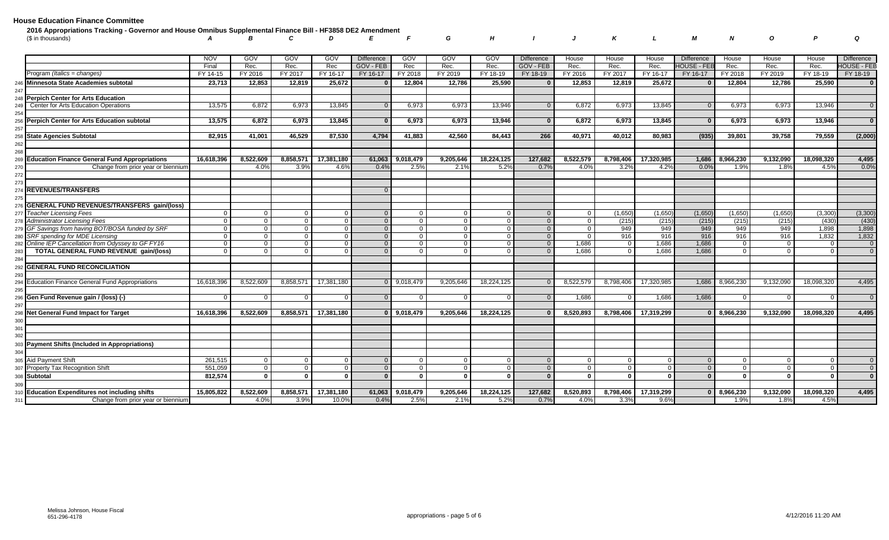**House Education Finance Committee**

**2016 Appropriations Tracking - Governor and House Omnibus Supplemental Finance Bill - HF3858 DE2 Amendment**

($ in thousands)

| | | A | B | C | D | E | F | G | H | I | J | K | L | M | N | O | P | Q |
|---|---|---|---|---|---|---|---|---|---|---|---|---|---|---|---|---|---|---|
| | | NOV | GOV | GOV | GOV | Difference | GOV | GOV | GOV | Difference | House | House | House | Difference | House | House | House | Difference |
| | | Final | Rec. | Rec. | Rec | GOV - FEB | Rec | Rec. | Rec. | GOV - FEB | Rec. | Rec. | Rec. | HOUSE - FEB | Rec. | Rec. | Rec. | HOUSE - FEB |
| | Program (*Italics = changes*) | FY 14-15 | FY 2016 | FY 2017 | FY 16-17 | FY 16-17 | FY 2018 | FY 2019 | FY 18-19 | FY 18-19 | FY 2016 | FY 2017 | FY 16-17 | FY 16-17 | FY 2018 | FY 2019 | FY 18-19 | FY 18-19 |
| 246 | **Minnesota State Academies subtotal** | **23,713** | **12,853** | **12,819** | **25,672** | **0** | **12,804** | **12,786** | **25,590** | **0** | **12,853** | **12,819** | **25,672** | **0** | **12,804** | **12,786** | **25,590** | **0** |
| 247 | | | | | | | | | | | | | | | | | | |
| 248 | **Perpich Center for Arts Education** | | | | | | | | | | | | | | | | | |
| 249 | Center for Arts Education Operations | 13,575 | 6,872 | 6,973 | 13,845 | 0 | 6,973 | 6,973 | 13,946 | 0 | 6,872 | 6,973 | 13,845 | 0 | 6,973 | 6,973 | 13,946 | 0 |
| 254 | | | | | | | | | | | | | | | | | | |
| 256 | **Perpich Center for Arts Education subtotal** | **13,575** | **6,872** | **6,973** | **13,845** | **0** | **6,973** | **6,973** | **13,946** | **0** | **6,872** | **6,973** | **13,845** | **0** | **6,973** | **6,973** | **13,946** | **0** |
| 257 | | | | | | | | | | | | | | | | | | |
| 258 | **State Agencies Subtotal** | **82,915** | **41,001** | **46,529** | **87,530** | **4,794** | **41,883** | **42,560** | **84,443** | **266** | **40,971** | **40,012** | **80,983** | **(935)** | **39,801** | **39,758** | **79,559** | **(2,000)** |
| 262 | | | | | | | | | | | | | | | | | | |
| 268 | | | | | | | | | | | | | | | | | | |
| 269 | **Education Finance General Fund Appropriations** | **16,618,396** | **8,522,609** | **8,858,571** | **17,381,180** | **61,063** | **9,018,479** | **9,205,646** | **18,224,125** | **127,682** | **8,522,579** | **8,798,406** | **17,320,985** | **1,686** | **8,966,230** | **9,132,090** | **18,098,320** | **4,495** |
| 270 | Change from prior year or biennium | | 4.0% | 3.9% | 4.6% | 0.4% | 2.5% | 2.1% | 5.2% | 0.7% | 4.0% | 3.2% | 4.2% | 0.0% | 1.9% | 1.8% | 4.5% | 0.0% |
| 272 | | | | | | | | | | | | | | | | | | |
| 273 | | | | | | | | | | | | | | | | | | |
| 274 | **REVENUES/TRANSFERS** | | | | | 0 | | | | | | | | | | | | |
| 275 | | | | | | | | | | | | | | | | | | |
| 276 | **GENERAL FUND REVENUES/TRANSFERS gain/(loss)** | | | | | | | | | | | | | | | | | |
| 277 | *Teacher Licensing Fees* | 0 | 0 | 0 | 0 | 0 | 0 | 0 | 0 | 0 | 0 | (1,650) | (1,650) | (1,650) | (1,650) | (1,650) | (3,300) | (3,300) |
| 278 | *Administrator Licensing Fees* | 0 | 0 | 0 | 0 | 0 | 0 | 0 | 0 | 0 | 0 | (215) | (215) | (215) | (215) | (215) | (430) | (430) |
| 279 | *GF Savings from having BOT/BOSA funded by SRF* | 0 | 0 | 0 | 0 | 0 | 0 | 0 | 0 | 0 | 0 | 949 | 949 | 949 | 949 | 949 | 1,898 | 1,898 |
| 280 | *SRF spending for MDE Licensing* | 0 | 0 | 0 | 0 | 0 | 0 | 0 | 0 | 0 | 0 | 916 | 916 | 916 | 916 | 916 | 1,832 | 1,832 |
| 282 | *Online IEP Cancellation from Odyssey to GF FY16* | 0 | 0 | 0 | 0 | 0 | 0 | 0 | 0 | 0 | 1,686 | 0 | 1,686 | 1,686 | 0 | 0 | 0 | 0 |
| 283 | **TOTAL GENERAL FUND REVENUE gain/(loss)** | 0 | 0 | 0 | 0 | 0 | 0 | 0 | 0 | 0 | 1,686 | 0 | 1,686 | 1,686 | 0 | 0 | 0 | 0 |
| 284 | | | | | | | | | | | | | | | | | | |
| 292 | **GENERAL FUND RECONCILIATION** | | | | | | | | | | | | | | | | | |
| 293 | | | | | | | | | | | | | | | | | | |
| 294 | Education Finance General Fund Appropriations | 16,618,396 | 8,522,609 | 8,858,571 | 17,381,180 | 0 | 9,018,479 | 9,205,646 | 18,224,125 | 0 | 8,522,579 | 8,798,406 | 17,320,985 | 1,686 | 8,966,230 | 9,132,090 | 18,098,320 | 4,495 |
| 295 | | | | | | | | | | | | | | | | | | |
| 296 | **Gen Fund Revenue gain / (loss) (-)** | 0 | 0 | 0 | 0 | 0 | 0 | 0 | 0 | 0 | 1,686 | 0 | 1,686 | 1,686 | 0 | 0 | 0 | 0 |
| 297 | | | | | | | | | | | | | | | | | | |
| 298 | **Net General Fund Impact for Target** | **16,618,396** | **8,522,609** | **8,858,571** | **17,381,180** | **0** | **9,018,479** | **9,205,646** | **18,224,125** | **0** | **8,520,893** | **8,798,406** | **17,319,299** | **0** | **8,966,230** | **9,132,090** | **18,098,320** | **4,495** |
| 300 | | | | | | | | | | | | | | | | | | |
| 301 | | | | | | | | | | | | | | | | | | |
| 302 | | | | | | | | | | | | | | | | | | |
| 303 | **Payment Shifts (Included in Appropriations)** | | | | | | | | | | | | | | | | | |
| 304 | | | | | | | | | | | | | | | | | | |
| 305 | Aid Payment Shift | 261,515 | 0 | 0 | 0 | 0 | 0 | 0 | 0 | 0 | 0 | 0 | 0 | 0 | 0 | 0 | 0 | 0 |
| 307 | Property Tax Recognition Shift | 551,059 | 0 | 0 | 0 | 0 | 0 | 0 | 0 | 0 | 0 | 0 | 0 | 0 | 0 | 0 | 0 | 0 |
| 308 | **Subtotal** | **812,574** | **0** | **0** | **0** | **0** | **0** | **0** | **0** | **0** | **0** | **0** | **0** | **0** | **0** | **0** | **0** | **0** |
| 309 | | | | | | | | | | | | | | | | | | |
| 310 | **Education Expenditures not including shifts** | **15,805,822** | **8,522,609** | **8,858,571** | **17,381,180** | **61,063** | **9,018,479** | **9,205,646** | **18,224,125** | **127,682** | **8,520,893** | **8,798,406** | **17,319,299** | **0** | **8,966,230** | **9,132,090** | **18,098,320** | **4,495** |
| 311 | Change from prior year or biennium | | 4.0% | 3.9% | 10.0% | 0.4% | 2.5% | 2.1% | 5.2% | 0.7% | 4.0% | 3.3% | 9.6% | | 1.9% | 1.8% | 4.5% | |

Melissa Johnson, House Fiscal
651-296-4178

appropriations - page 5 of 6

4/12/2016 11:20 AM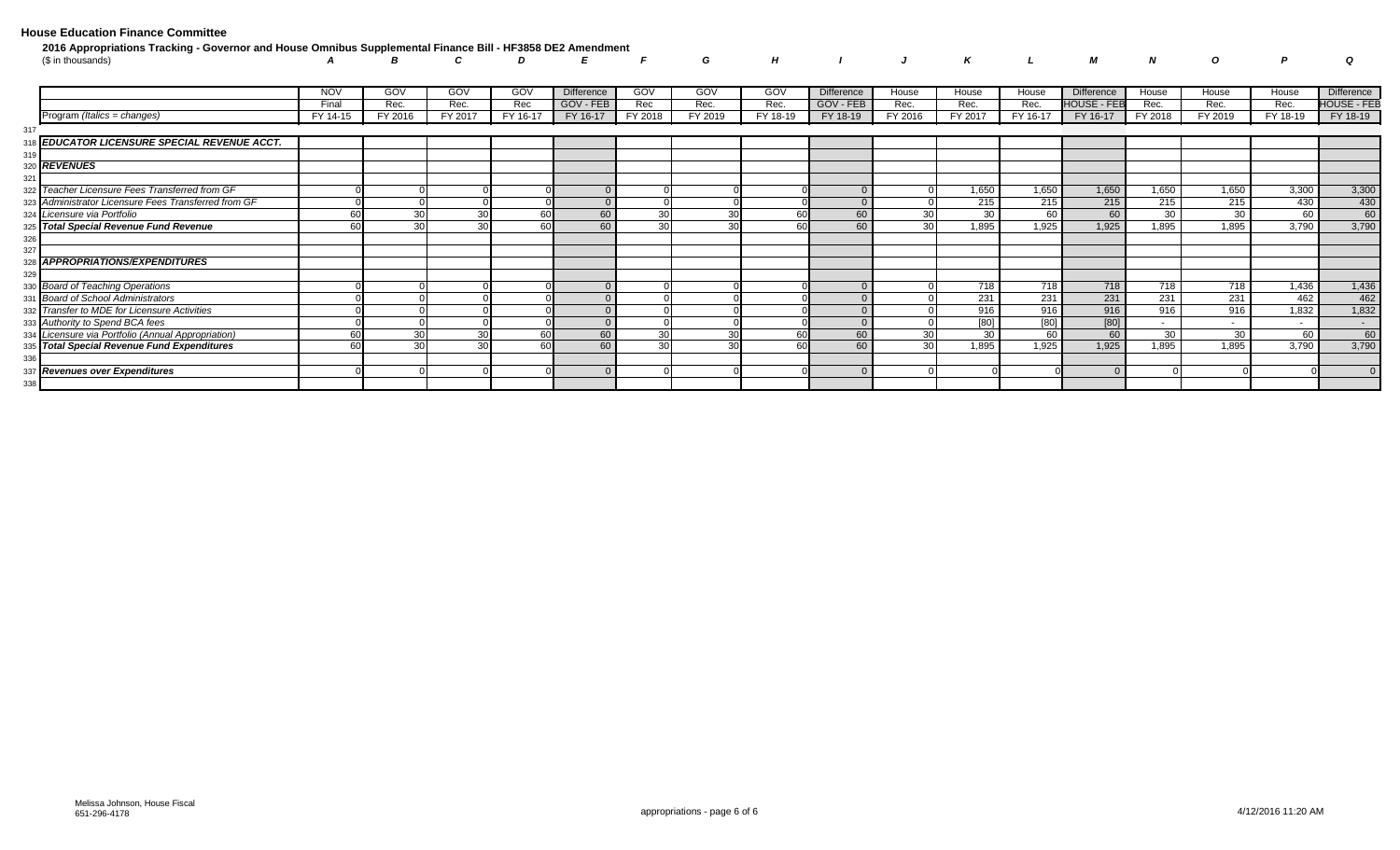**House Education Finance Committee**

**2016 Appropriations Tracking - Governor and House Omnibus Supplemental Finance Bill - HF3858 DE2 Amendment**

($ in thousands)

| | | A | B | C | D | E | F | G | H | I | J | K | L | M | N | O | P | Q |
|---|---|---|---|---|---|---|---|---|---|---|---|---|---|---|---|---|---|---|
| | | NOV | GOV | GOV | GOV | Difference | GOV | GOV | GOV | Difference | House | House | House | Difference | House | House | House | Difference |
| | | Final | Rec. | Rec. | Rec | GOV - FEB | Rec | Rec. | Rec. | GOV - FEB | Rec. | Rec. | Rec. | HOUSE - FEB | Rec. | Rec. | Rec. | HOUSE - FEB |
| | Program (*Italics = changes*) | FY 14-15 | FY 2016 | FY 2017 | FY 16-17 | FY 16-17 | FY 2018 | FY 2019 | FY 18-19 | FY 18-19 | FY 2016 | FY 2017 | FY 16-17 | FY 16-17 | FY 2018 | FY 2019 | FY 18-19 | FY 18-19 |
| 317 | | | | | | | | | | | | | | | | | | |
| 318 | ***EDUCATOR LICENSURE SPECIAL REVENUE ACCT.*** | | | | | | | | | | | | | | | | | |
| 319 | | | | | | | | | | | | | | | | | | |
| 320 | ***REVENUES*** | | | | | | | | | | | | | | | | | |
| 321 | | | | | | | | | | | | | | | | | | |
| 322 | *Teacher Licensure Fees Transferred from GF* | 0 | 0 | 0 | 0 | 0 | 0 | 0 | 0 | 0 | 0 | 1,650 | 1,650 | 1,650 | 1,650 | 1,650 | 3,300 | 3,300 |
| 323 | *Administrator Licensure Fees Transferred from GF* | 0 | 0 | 0 | 0 | 0 | 0 | 0 | 0 | 0 | 0 | 215 | 215 | 215 | 215 | 215 | 430 | 430 |
| 324 | *Licensure via Portfolio* | 60 | 30 | 30 | 60 | 60 | 30 | 30 | 60 | 60 | 30 | 30 | 60 | 60 | 30 | 30 | 60 | 60 |
| 325 | ***Total Special Revenue Fund Revenue*** | 60 | 30 | 30 | 60 | 60 | 30 | 30 | 60 | 60 | 30 | 1,895 | 1,925 | 1,925 | 1,895 | 1,895 | 3,790 | 3,790 |
| 326 | | | | | | | | | | | | | | | | | | |
| 327 | | | | | | | | | | | | | | | | | | |
| 328 | ***APPROPRIATIONS/EXPENDITURES*** | | | | | | | | | | | | | | | | | |
| 329 | | | | | | | | | | | | | | | | | | |
| 330 | *Board of Teaching Operations* | 0 | 0 | 0 | 0 | 0 | 0 | 0 | 0 | 0 | 0 | 718 | 718 | 718 | 718 | 718 | 1,436 | 1,436 |
| 331 | *Board of School Administrators* | 0 | 0 | 0 | 0 | 0 | 0 | 0 | 0 | 0 | 0 | 231 | 231 | 231 | 231 | 231 | 462 | 462 |
| 332 | *Transfer to MDE for Licensure Activities* | 0 | 0 | 0 | 0 | 0 | 0 | 0 | 0 | 0 | 0 | 916 | 916 | 916 | 916 | 916 | 1,832 | 1,832 |
| 333 | *Authority to Spend BCA fees* | 0 | 0 | 0 | 0 | 0 | 0 | 0 | 0 | 0 | 0 | [80] | [80] | [80] | - | - | - | - |
| 334 | *Licensure via Portfolio (Annual Appropriation)* | 60 | 30 | 30 | 60 | 60 | 30 | 30 | 60 | 60 | 30 | 30 | 60 | 60 | 30 | 30 | 60 | 60 |
| 335 | ***Total Special Revenue Fund Expenditures*** | 60 | 30 | 30 | 60 | 60 | 30 | 30 | 60 | 60 | 30 | 1,895 | 1,925 | 1,925 | 1,895 | 1,895 | 3,790 | 3,790 |
| 336 | | | | | | | | | | | | | | | | | | |
| 337 | ***Revenues over Expenditures*** | 0 | 0 | 0 | 0 | 0 | 0 | 0 | 0 | 0 | 0 | 0 | 0 | 0 | 0 | 0 | 0 | 0 |
| 338 | | | | | | | | | | | | | | | | | | |

Melissa Johnson, House Fiscal
651-296-4178

4/12/2016 11:20 AM